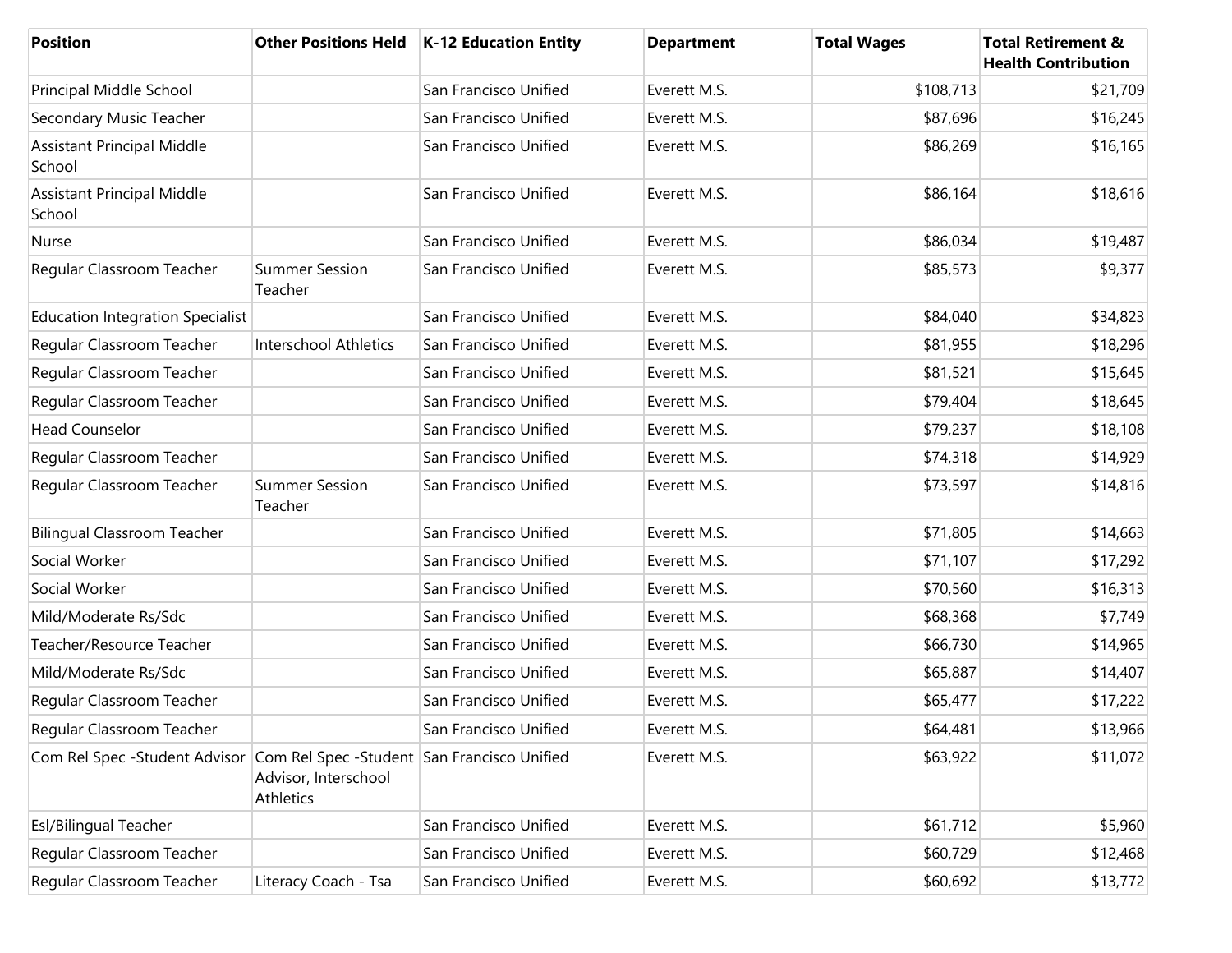| Position | Other Positions Held | K-12 Education Entity | Department | Total Wages | Total Retirement & Health Contribution |
|---|---|---|---|---|---|
| Principal Middle School | | San Francisco Unified | Everett M.S. | $108,713 | $21,709 |
| Secondary Music Teacher | | San Francisco Unified | Everett M.S. | $87,696 | $16,245 |
| Assistant Principal Middle School | | San Francisco Unified | Everett M.S. | $86,269 | $16,165 |
| Assistant Principal Middle School | | San Francisco Unified | Everett M.S. | $86,164 | $18,616 |
| Nurse | | San Francisco Unified | Everett M.S. | $86,034 | $19,487 |
| Regular Classroom Teacher | Summer Session Teacher | San Francisco Unified | Everett M.S. | $85,573 | $9,377 |
| Education Integration Specialist | | San Francisco Unified | Everett M.S. | $84,040 | $34,823 |
| Regular Classroom Teacher | Interschool Athletics | San Francisco Unified | Everett M.S. | $81,955 | $18,296 |
| Regular Classroom Teacher | | San Francisco Unified | Everett M.S. | $81,521 | $15,645 |
| Regular Classroom Teacher | | San Francisco Unified | Everett M.S. | $79,404 | $18,645 |
| Head Counselor | | San Francisco Unified | Everett M.S. | $79,237 | $18,108 |
| Regular Classroom Teacher | | San Francisco Unified | Everett M.S. | $74,318 | $14,929 |
| Regular Classroom Teacher | Summer Session Teacher | San Francisco Unified | Everett M.S. | $73,597 | $14,816 |
| Bilingual Classroom Teacher | | San Francisco Unified | Everett M.S. | $71,805 | $14,663 |
| Social Worker | | San Francisco Unified | Everett M.S. | $71,107 | $17,292 |
| Social Worker | | San Francisco Unified | Everett M.S. | $70,560 | $16,313 |
| Mild/Moderate Rs/Sdc | | San Francisco Unified | Everett M.S. | $68,368 | $7,749 |
| Teacher/Resource Teacher | | San Francisco Unified | Everett M.S. | $66,730 | $14,965 |
| Mild/Moderate Rs/Sdc | | San Francisco Unified | Everett M.S. | $65,887 | $14,407 |
| Regular Classroom Teacher | | San Francisco Unified | Everett M.S. | $65,477 | $17,222 |
| Regular Classroom Teacher | | San Francisco Unified | Everett M.S. | $64,481 | $13,966 |
| Com Rel Spec -Student Advisor | Com Rel Spec -Student Advisor, Interschool Athletics | San Francisco Unified | Everett M.S. | $63,922 | $11,072 |
| Esl/Bilingual Teacher | | San Francisco Unified | Everett M.S. | $61,712 | $5,960 |
| Regular Classroom Teacher | | San Francisco Unified | Everett M.S. | $60,729 | $12,468 |
| Regular Classroom Teacher | Literacy Coach - Tsa | San Francisco Unified | Everett M.S. | $60,692 | $13,772 |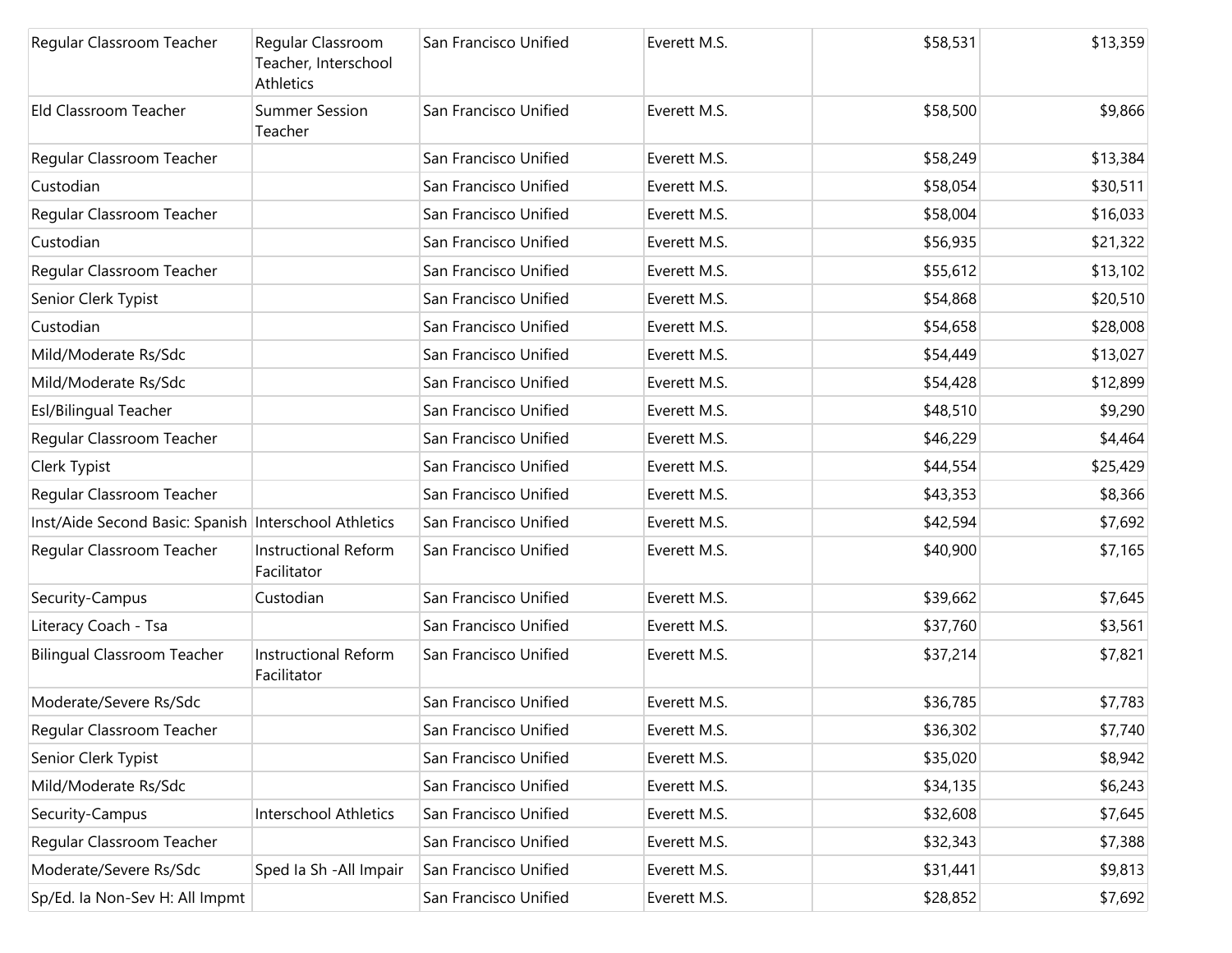| | | | | | |
|---|---|---|---|---|---|
| Regular Classroom Teacher | Regular Classroom Teacher, Interschool Athletics | San Francisco Unified | Everett M.S. | $58,531 | $13,359 |
| Eld Classroom Teacher | Summer Session Teacher | San Francisco Unified | Everett M.S. | $58,500 | $9,866 |
| Regular Classroom Teacher | | San Francisco Unified | Everett M.S. | $58,249 | $13,384 |
| Custodian | | San Francisco Unified | Everett M.S. | $58,054 | $30,511 |
| Regular Classroom Teacher | | San Francisco Unified | Everett M.S. | $58,004 | $16,033 |
| Custodian | | San Francisco Unified | Everett M.S. | $56,935 | $21,322 |
| Regular Classroom Teacher | | San Francisco Unified | Everett M.S. | $55,612 | $13,102 |
| Senior Clerk Typist | | San Francisco Unified | Everett M.S. | $54,868 | $20,510 |
| Custodian | | San Francisco Unified | Everett M.S. | $54,658 | $28,008 |
| Mild/Moderate Rs/Sdc | | San Francisco Unified | Everett M.S. | $54,449 | $13,027 |
| Mild/Moderate Rs/Sdc | | San Francisco Unified | Everett M.S. | $54,428 | $12,899 |
| Esl/Bilingual Teacher | | San Francisco Unified | Everett M.S. | $48,510 | $9,290 |
| Regular Classroom Teacher | | San Francisco Unified | Everett M.S. | $46,229 | $4,464 |
| Clerk Typist | | San Francisco Unified | Everett M.S. | $44,554 | $25,429 |
| Regular Classroom Teacher | | San Francisco Unified | Everett M.S. | $43,353 | $8,366 |
| Inst/Aide Second Basic: Spanish | Interschool Athletics | San Francisco Unified | Everett M.S. | $42,594 | $7,692 |
| Regular Classroom Teacher | Instructional Reform Facilitator | San Francisco Unified | Everett M.S. | $40,900 | $7,165 |
| Security-Campus | Custodian | San Francisco Unified | Everett M.S. | $39,662 | $7,645 |
| Literacy Coach - Tsa | | San Francisco Unified | Everett M.S. | $37,760 | $3,561 |
| Bilingual Classroom Teacher | Instructional Reform Facilitator | San Francisco Unified | Everett M.S. | $37,214 | $7,821 |
| Moderate/Severe Rs/Sdc | | San Francisco Unified | Everett M.S. | $36,785 | $7,783 |
| Regular Classroom Teacher | | San Francisco Unified | Everett M.S. | $36,302 | $7,740 |
| Senior Clerk Typist | | San Francisco Unified | Everett M.S. | $35,020 | $8,942 |
| Mild/Moderate Rs/Sdc | | San Francisco Unified | Everett M.S. | $34,135 | $6,243 |
| Security-Campus | Interschool Athletics | San Francisco Unified | Everett M.S. | $32,608 | $7,645 |
| Regular Classroom Teacher | | San Francisco Unified | Everett M.S. | $32,343 | $7,388 |
| Moderate/Severe Rs/Sdc | Sped Ia Sh -All Impair | San Francisco Unified | Everett M.S. | $31,441 | $9,813 |
| Sp/Ed. Ia Non-Sev H: All Impmt | | San Francisco Unified | Everett M.S. | $28,852 | $7,692 |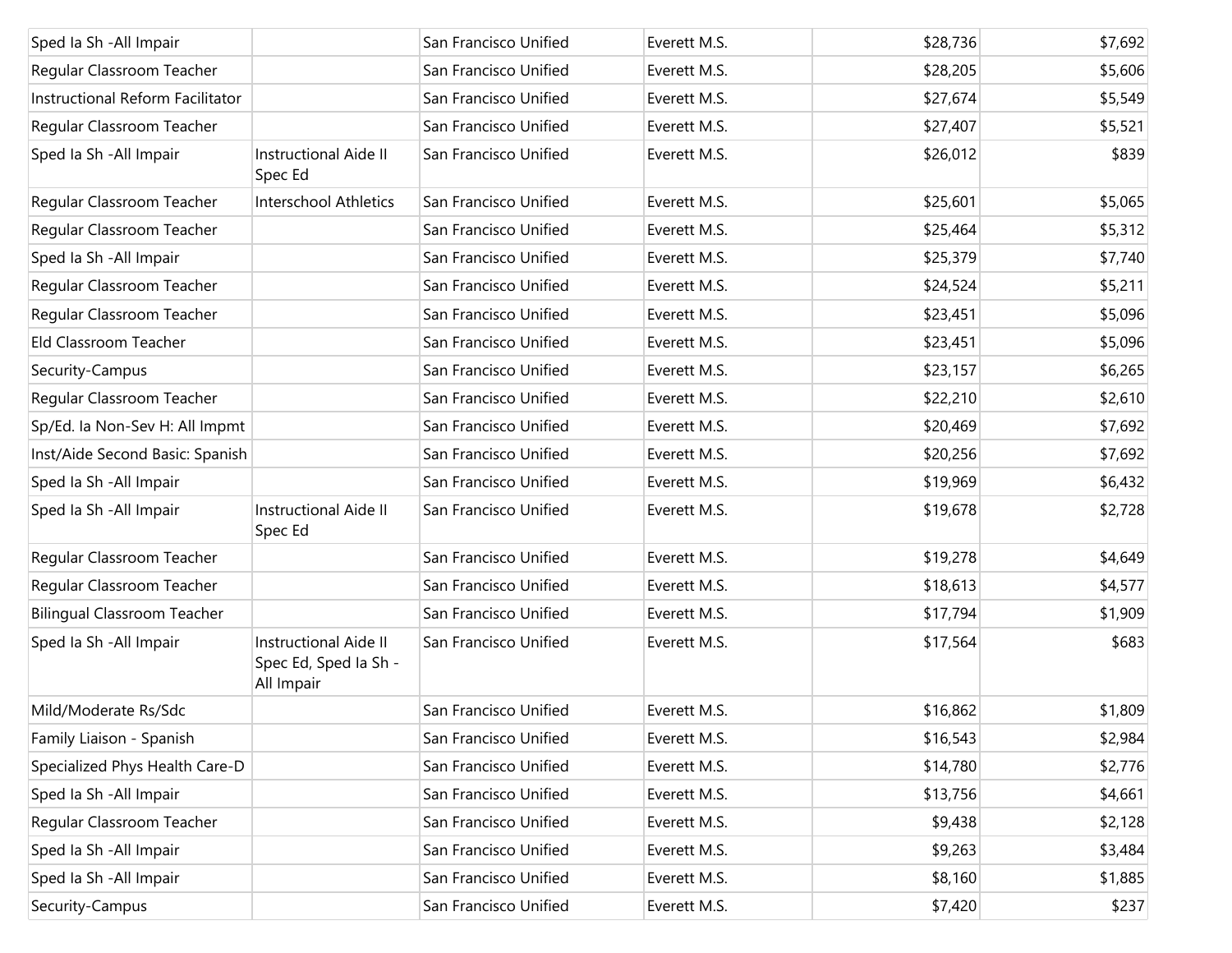| | | | | | |
|---|---|---|---|---|---|
| Sped Ia Sh -All Impair | | San Francisco Unified | Everett M.S. | $28,736 | $7,692 |
| Regular Classroom Teacher | | San Francisco Unified | Everett M.S. | $28,205 | $5,606 |
| Instructional Reform Facilitator | | San Francisco Unified | Everett M.S. | $27,674 | $5,549 |
| Regular Classroom Teacher | | San Francisco Unified | Everett M.S. | $27,407 | $5,521 |
| Sped Ia Sh -All Impair | Instructional Aide II Spec Ed | San Francisco Unified | Everett M.S. | $26,012 | $839 |
| Regular Classroom Teacher | Interschool Athletics | San Francisco Unified | Everett M.S. | $25,601 | $5,065 |
| Regular Classroom Teacher | | San Francisco Unified | Everett M.S. | $25,464 | $5,312 |
| Sped Ia Sh -All Impair | | San Francisco Unified | Everett M.S. | $25,379 | $7,740 |
| Regular Classroom Teacher | | San Francisco Unified | Everett M.S. | $24,524 | $5,211 |
| Regular Classroom Teacher | | San Francisco Unified | Everett M.S. | $23,451 | $5,096 |
| Eld Classroom Teacher | | San Francisco Unified | Everett M.S. | $23,451 | $5,096 |
| Security-Campus | | San Francisco Unified | Everett M.S. | $23,157 | $6,265 |
| Regular Classroom Teacher | | San Francisco Unified | Everett M.S. | $22,210 | $2,610 |
| Sp/Ed. Ia Non-Sev H: All Impmt | | San Francisco Unified | Everett M.S. | $20,469 | $7,692 |
| Inst/Aide Second Basic: Spanish | | San Francisco Unified | Everett M.S. | $20,256 | $7,692 |
| Sped Ia Sh -All Impair | | San Francisco Unified | Everett M.S. | $19,969 | $6,432 |
| Sped Ia Sh -All Impair | Instructional Aide II Spec Ed | San Francisco Unified | Everett M.S. | $19,678 | $2,728 |
| Regular Classroom Teacher | | San Francisco Unified | Everett M.S. | $19,278 | $4,649 |
| Regular Classroom Teacher | | San Francisco Unified | Everett M.S. | $18,613 | $4,577 |
| Bilingual Classroom Teacher | | San Francisco Unified | Everett M.S. | $17,794 | $1,909 |
| Sped Ia Sh -All Impair | Instructional Aide II Spec Ed, Sped Ia Sh - All Impair | San Francisco Unified | Everett M.S. | $17,564 | $683 |
| Mild/Moderate Rs/Sdc | | San Francisco Unified | Everett M.S. | $16,862 | $1,809 |
| Family Liaison - Spanish | | San Francisco Unified | Everett M.S. | $16,543 | $2,984 |
| Specialized Phys Health Care-D | | San Francisco Unified | Everett M.S. | $14,780 | $2,776 |
| Sped Ia Sh -All Impair | | San Francisco Unified | Everett M.S. | $13,756 | $4,661 |
| Regular Classroom Teacher | | San Francisco Unified | Everett M.S. | $9,438 | $2,128 |
| Sped Ia Sh -All Impair | | San Francisco Unified | Everett M.S. | $9,263 | $3,484 |
| Sped Ia Sh -All Impair | | San Francisco Unified | Everett M.S. | $8,160 | $1,885 |
| Security-Campus | | San Francisco Unified | Everett M.S. | $7,420 | $237 |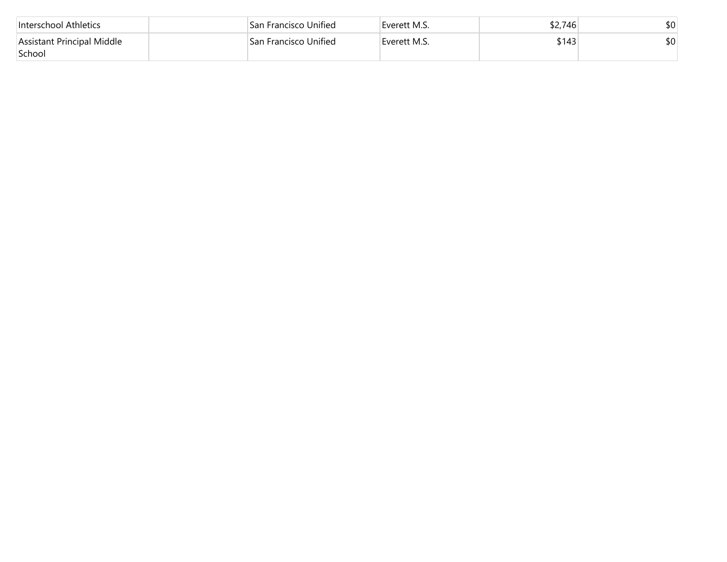| | | | | | |
|---|---|---|---|---|---|
| Interschool Athletics | | San Francisco Unified | Everett M.S. | $2,746 | $0 |
| Assistant Principal Middle School | | San Francisco Unified | Everett M.S. | $143 | $0 |